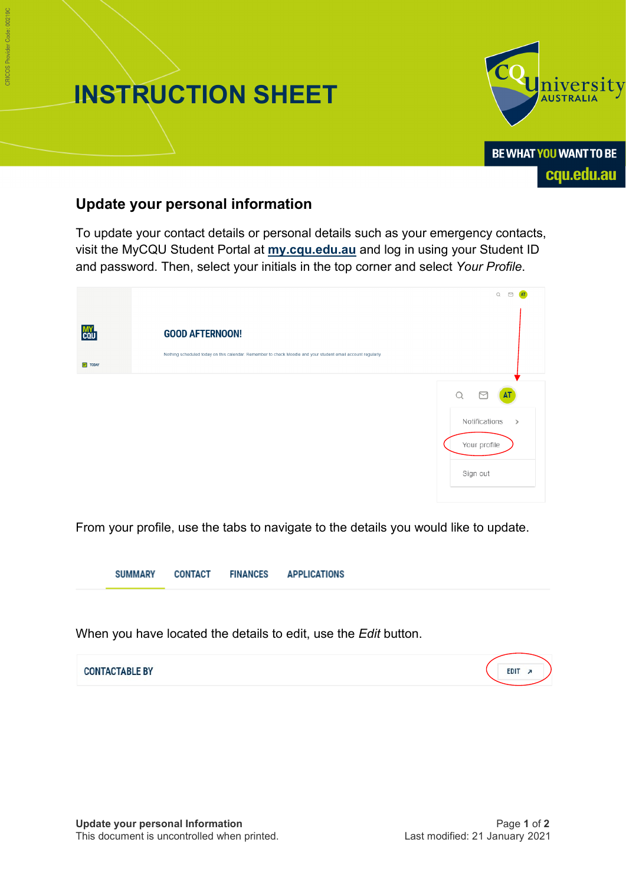# INSTRUCTION SHEET

## Update your personal information

To update your contact details or personal details such as your emergency contacts, visit the MyCQU Student Portal at **my.cqu.edu.au** and log in using your Student ID and password. Then, select your initials in the top corner and select *Your Profile*.

From your profile, use the tabs to navigate to the details you would like to update.

When you have located the details to edit, use the *Edit* button.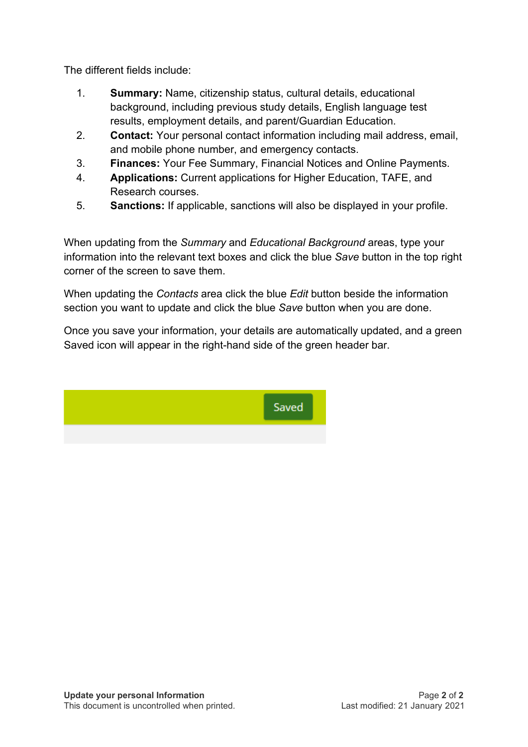The different fields include:

1. **Summary:** Name, citizenship status, cultural details, educational background, including previous study details, English language test results, employment details, and parent/Guardian Education.
2. **Contact:** Your personal contact information including mail address, email, and mobile phone number, and emergency contacts.
3. **Finances:** Your Fee Summary, Financial Notices and Online Payments.
4. **Applications:** Current applications for Higher Education, TAFE, and Research courses.
5. **Sanctions:** If applicable, sanctions will also be displayed in your profile.

When updating from the *Summary* and *Educational Background* areas, type your information into the relevant text boxes and click the blue *Save* button in the top right corner of the screen to save them.

When updating the *Contacts* area click the blue *Edit* button beside the information section you want to update and click the blue *Save* button when you are done.

Once you save your information, your details are automatically updated, and a green Saved icon will appear in the right-hand side of the green header bar.

Saved